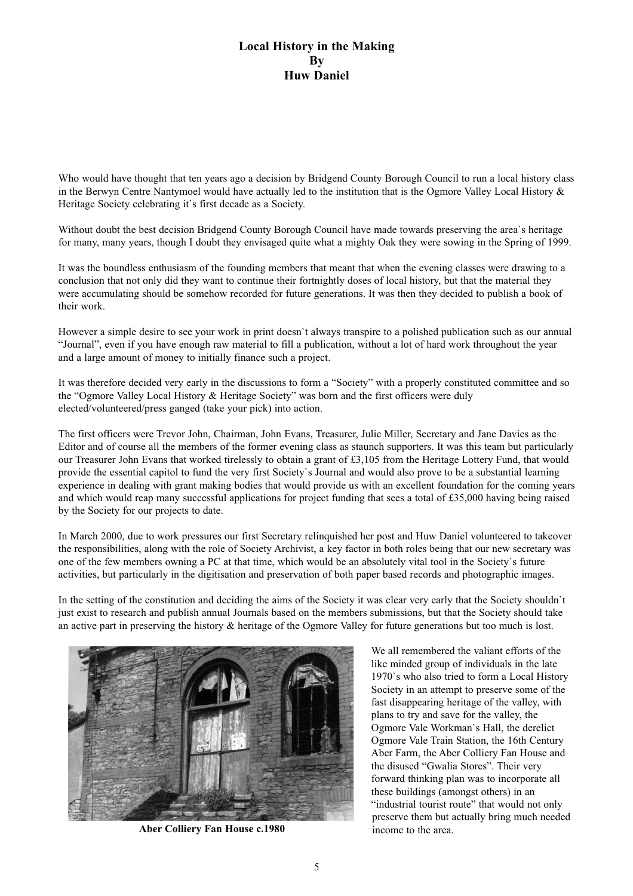# Local History in the Making
## By
## Huw Daniel

Who would have thought that ten years ago a decision by Bridgend County Borough Council to run a local history class in the Berwyn Centre Nantymoel would have actually led to the institution that is the Ogmore Valley Local History & Heritage Society celebrating it`s first decade as a Society.

Without doubt the best decision Bridgend County Borough Council have made towards preserving the area`s heritage for many, many years, though I doubt they envisaged quite what a mighty Oak they were sowing in the Spring of 1999.

It was the boundless enthusiasm of the founding members that meant that when the evening classes were drawing to a conclusion that not only did they want to continue their fortnightly doses of local history, but that the material they were accumulating should be somehow recorded for future generations. It was then they decided to publish a book of their work.

However a simple desire to see your work in print doesn`t always transpire to a polished publication such as our annual "Journal", even if you have enough raw material to fill a publication, without a lot of hard work throughout the year and a large amount of money to initially finance such a project.

It was therefore decided very early in the discussions to form a "Society" with a properly constituted committee and so the "Ogmore Valley Local History & Heritage Society" was born and the first officers were duly elected/volunteered/press ganged (take your pick) into action.

The first officers were Trevor John, Chairman, John Evans, Treasurer, Julie Miller, Secretary and Jane Davies as the Editor and of course all the members of the former evening class as staunch supporters. It was this team but particularly our Treasurer John Evans that worked tirelessly to obtain a grant of £3,105 from the Heritage Lottery Fund, that would provide the essential capitol to fund the very first Society`s Journal and would also prove to be a substantial learning experience in dealing with grant making bodies that would provide us with an excellent foundation for the coming years and which would reap many successful applications for project funding that sees a total of £35,000 having being raised by the Society for our projects to date.

In March 2000, due to work pressures our first Secretary relinquished her post and Huw Daniel volunteered to takeover the responsibilities, along with the role of Society Archivist, a key factor in both roles being that our new secretary was one of the few members owning a PC at that time, which would be an absolutely vital tool in the Society`s future activities, but particularly in the digitisation and preservation of both paper based records and photographic images.

In the setting of the constitution and deciding the aims of the Society it was clear very early that the Society shouldn`t just exist to research and publish annual Journals based on the members submissions, but that the Society should take an active part in preserving the history & heritage of the Ogmore Valley for future generations but too much is lost.

**Aber Colliery Fan House c.1980**

We all remembered the valiant efforts of the like minded group of individuals in the late 1970`s who also tried to form a Local History Society in an attempt to preserve some of the fast disappearing heritage of the valley, with plans to try and save for the valley, the Ogmore Vale Workman`s Hall, the derelict Ogmore Vale Train Station, the 16th Century Aber Farm, the Aber Colliery Fan House and the disused "Gwalia Stores". Their very forward thinking plan was to incorporate all these buildings (amongst others) in an "industrial tourist route" that would not only preserve them but actually bring much needed income to the area.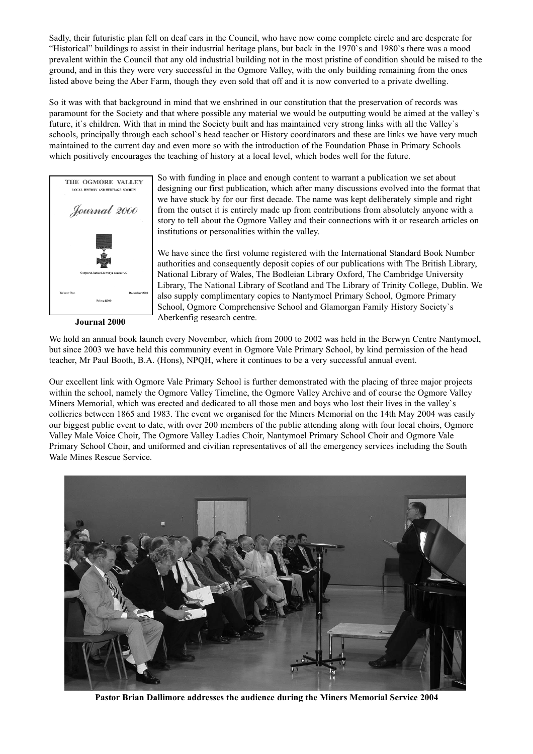Sadly, their futuristic plan fell on deaf ears in the Council, who have now come complete circle and are desperate for "Historical" buildings to assist in their industrial heritage plans, but back in the 1970`s and 1980`s there was a mood prevalent within the Council that any old industrial building not in the most pristine of condition should be raised to the ground, and in this they were very successful in the Ogmore Valley, with the only building remaining from the ones listed above being the Aber Farm, though they even sold that off and it is now converted to a private dwelling.

So it was with that background in mind that we enshrined in our constitution that the preservation of records was paramount for the Society and that where possible any material we would be outputting would be aimed at the valley`s future, it`s children. With that in mind the Society built and has maintained very strong links with all the Valley`s schools, principally through each school`s head teacher or History coordinators and these are links we have very much maintained to the current day and even more so with the introduction of the Foundation Phase in Primary Schools which positively encourages the teaching of history at a local level, which bodes well for the future.

So with funding in place and enough content to warrant a publication we set about designing our first publication, which after many discussions evolved into the format that we have stuck by for our first decade. The name was kept deliberately simple and right from the outset it is entirely made up from contributions from absolutely anyone with a story to tell about the Ogmore Valley and their connections with it or research articles on institutions or personalities within the valley.

We have since the first volume registered with the International Standard Book Number authorities and consequently deposit copies of our publications with The British Library, National Library of Wales, The Bodleian Library Oxford, The Cambridge University Library, The National Library of Scotland and The Library of Trinity College, Dublin. We also supply complimentary copies to Nantymoel Primary School, Ogmore Primary School, Ogmore Comprehensive School and Glamorgan Family History Society`s Aberkenfig research centre.

**Journal 2000**

We hold an annual book launch every November, which from 2000 to 2002 was held in the Berwyn Centre Nantymoel, but since 2003 we have held this community event in Ogmore Vale Primary School, by kind permission of the head teacher, Mr Paul Booth, B.A. (Hons), NPQH, where it continues to be a very successful annual event.

Our excellent link with Ogmore Vale Primary School is further demonstrated with the placing of three major projects within the school, namely the Ogmore Valley Timeline, the Ogmore Valley Archive and of course the Ogmore Valley Miners Memorial, which was erected and dedicated to all those men and boys who lost their lives in the valley`s collieries between 1865 and 1983. The event we organised for the Miners Memorial on the 14th May 2004 was easily our biggest public event to date, with over 200 members of the public attending along with four local choirs, Ogmore Valley Male Voice Choir, The Ogmore Valley Ladies Choir, Nantymoel Primary School Choir and Ogmore Vale Primary School Choir, and uniformed and civilian representatives of all the emergency services including the South Wale Mines Rescue Service.

**Pastor Brian Dallimore addresses the audience during the Miners Memorial Service 2004**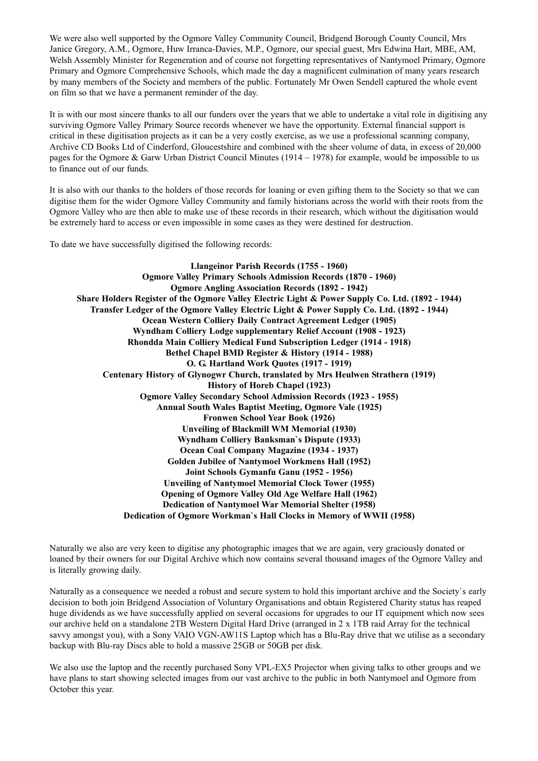We were also well supported by the Ogmore Valley Community Council, Bridgend Borough County Council, Mrs Janice Gregory, A.M., Ogmore, Huw Irranca-Davies, M.P., Ogmore, our special guest, Mrs Edwina Hart, MBE, AM, Welsh Assembly Minister for Regeneration and of course not forgetting representatives of Nantymoel Primary, Ogmore Primary and Ogmore Comprehensive Schools, which made the day a magnificent culmination of many years research by many members of the Society and members of the public. Fortunately Mr Owen Sendell captured the whole event on film so that we have a permanent reminder of the day.

It is with our most sincere thanks to all our funders over the years that we able to undertake a vital role in digitising any surviving Ogmore Valley Primary Source records whenever we have the opportunity. External financial support is critical in these digitisation projects as it can be a very costly exercise, as we use a professional scanning company, Archive CD Books Ltd of Cinderford, Gloucestshire and combined with the sheer volume of data, in excess of 20,000 pages for the Ogmore & Garw Urban District Council Minutes (1914 – 1978) for example, would be impossible to us to finance out of our funds.

It is also with our thanks to the holders of those records for loaning or even gifting them to the Society so that we can digitise them for the wider Ogmore Valley Community and family historians across the world with their roots from the Ogmore Valley who are then able to make use of these records in their research, which without the digitisation would be extremely hard to access or even impossible in some cases as they were destined for destruction.

To date we have successfully digitised the following records:

**Llangeinor Parish Records (1755 - 1960)**
**Ogmore Valley Primary Schools Admission Records (1870 - 1960)**
**Ogmore Angling Association Records (1892 - 1942)**
**Share Holders Register of the Ogmore Valley Electric Light & Power Supply Co. Ltd. (1892 - 1944)**
**Transfer Ledger of the Ogmore Valley Electric Light & Power Supply Co. Ltd. (1892 - 1944)**
**Ocean Western Colliery Daily Contract Agreement Ledger (1905)**
**Wyndham Colliery Lodge supplementary Relief Account (1908 - 1923)**
**Rhondda Main Colliery Medical Fund Subscription Ledger (1914 - 1918)**
**Bethel Chapel BMD Register & History (1914 - 1988)**
**O. G. Hartland Work Quotes (1917 - 1919)**
**Centenary History of Glynogwr Church, translated by Mrs Heulwen Strathern (1919)**
**History of Horeb Chapel (1923)**
**Ogmore Valley Secondary School Admission Records (1923 - 1955)**
**Annual South Wales Baptist Meeting, Ogmore Vale (1925)**
**Fronwen School Year Book (1926)**
**Unveiling of Blackmill WM Memorial (1930)**
**Wyndham Colliery Banksman`s Dispute (1933)**
**Ocean Coal Company Magazine (1934 - 1937)**
**Golden Jubilee of Nantymoel Workmens Hall (1952)**
**Joint Schools Gymanfu Ganu (1952 - 1956)**
**Unveiling of Nantymoel Memorial Clock Tower (1955)**
**Opening of Ogmore Valley Old Age Welfare Hall (1962)**
**Dedication of Nantymoel War Memorial Shelter (1958)**
**Dedication of Ogmore Workman`s Hall Clocks in Memory of WWII (1958)**

Naturally we also are very keen to digitise any photographic images that we are again, very graciously donated or loaned by their owners for our Digital Archive which now contains several thousand images of the Ogmore Valley and is literally growing daily.

Naturally as a consequence we needed a robust and secure system to hold this important archive and the Society`s early decision to both join Bridgend Association of Voluntary Organisations and obtain Registered Charity status has reaped huge dividends as we have successfully applied on several occasions for upgrades to our IT equipment which now sees our archive held on a standalone 2TB Western Digital Hard Drive (arranged in 2 x 1TB raid Array for the technical savvy amongst you), with a Sony VAIO VGN-AW11S Laptop which has a Blu-Ray drive that we utilise as a secondary backup with Blu-ray Discs able to hold a massive 25GB or 50GB per disk.

We also use the laptop and the recently purchased Sony VPL-EX5 Projector when giving talks to other groups and we have plans to start showing selected images from our vast archive to the public in both Nantymoel and Ogmore from October this year.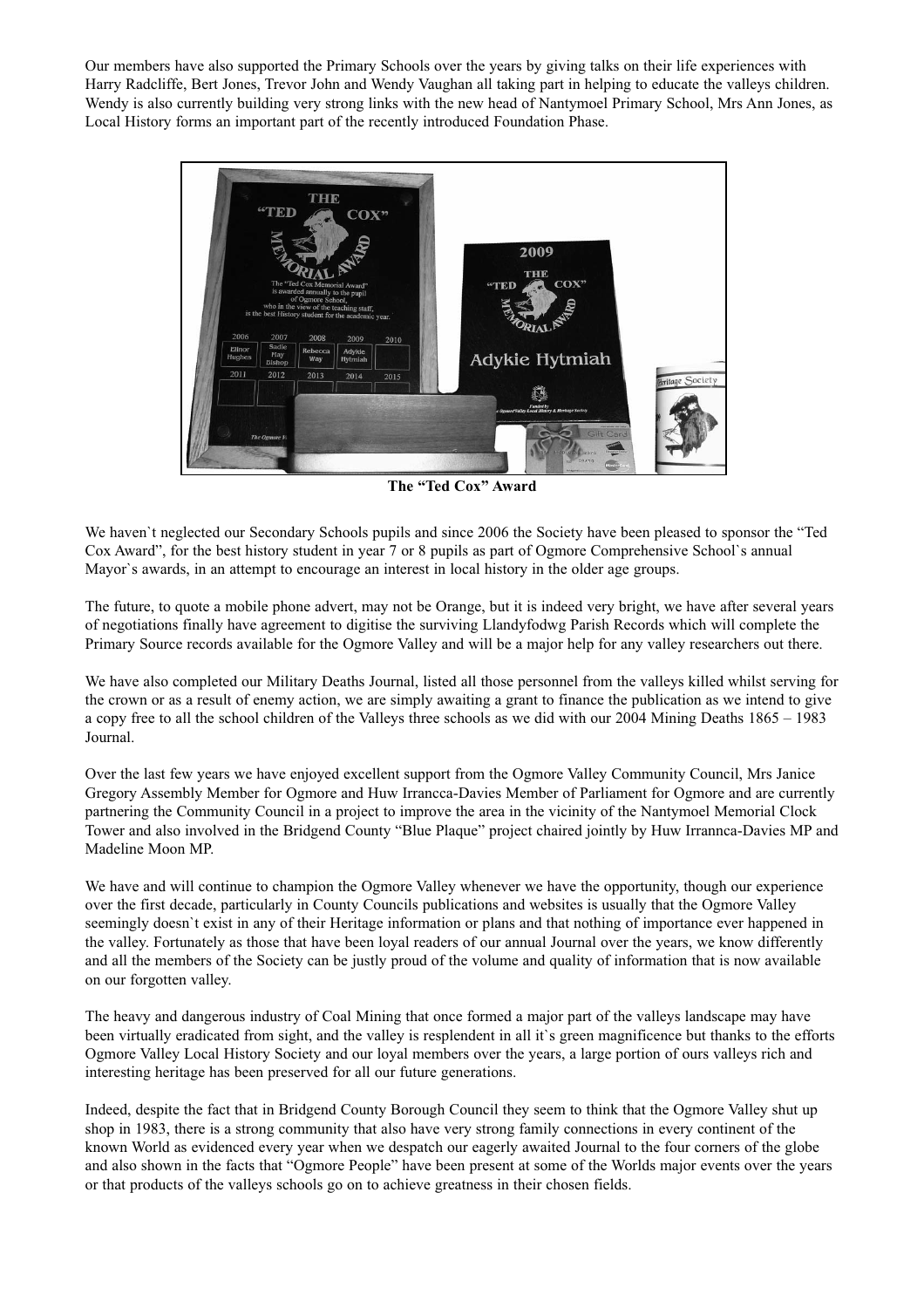Our members have also supported the Primary Schools over the years by giving talks on their life experiences with Harry Radcliffe, Bert Jones, Trevor John and Wendy Vaughan all taking part in helping to educate the valleys children. Wendy is also currently building very strong links with the new head of Nantymoel Primary School, Mrs Ann Jones, as Local History forms an important part of the recently introduced Foundation Phase.

**The "Ted Cox" Award**

We haven`t neglected our Secondary Schools pupils and since 2006 the Society have been pleased to sponsor the "Ted Cox Award", for the best history student in year 7 or 8 pupils as part of Ogmore Comprehensive School`s annual Mayor`s awards, in an attempt to encourage an interest in local history in the older age groups.

The future, to quote a mobile phone advert, may not be Orange, but it is indeed very bright, we have after several years of negotiations finally have agreement to digitise the surviving Llandyfodwg Parish Records which will complete the Primary Source records available for the Ogmore Valley and will be a major help for any valley researchers out there.

We have also completed our Military Deaths Journal, listed all those personnel from the valleys killed whilst serving for the crown or as a result of enemy action, we are simply awaiting a grant to finance the publication as we intend to give a copy free to all the school children of the Valleys three schools as we did with our 2004 Mining Deaths 1865 – 1983 Journal.

Over the last few years we have enjoyed excellent support from the Ogmore Valley Community Council, Mrs Janice Gregory Assembly Member for Ogmore and Huw Irrancca-Davies Member of Parliament for Ogmore and are currently partnering the Community Council in a project to improve the area in the vicinity of the Nantymoel Memorial Clock Tower and also involved in the Bridgend County "Blue Plaque" project chaired jointly by Huw Irrannca-Davies MP and Madeline Moon MP.

We have and will continue to champion the Ogmore Valley whenever we have the opportunity, though our experience over the first decade, particularly in County Councils publications and websites is usually that the Ogmore Valley seemingly doesn`t exist in any of their Heritage information or plans and that nothing of importance ever happened in the valley. Fortunately as those that have been loyal readers of our annual Journal over the years, we know differently and all the members of the Society can be justly proud of the volume and quality of information that is now available on our forgotten valley.

The heavy and dangerous industry of Coal Mining that once formed a major part of the valleys landscape may have been virtually eradicated from sight, and the valley is resplendent in all it`s green magnificence but thanks to the efforts Ogmore Valley Local History Society and our loyal members over the years, a large portion of ours valleys rich and interesting heritage has been preserved for all our future generations.

Indeed, despite the fact that in Bridgend County Borough Council they seem to think that the Ogmore Valley shut up shop in 1983, there is a strong community that also have very strong family connections in every continent of the known World as evidenced every year when we despatch our eagerly awaited Journal to the four corners of the globe and also shown in the facts that "Ogmore People" have been present at some of the Worlds major events over the years or that products of the valleys schools go on to achieve greatness in their chosen fields.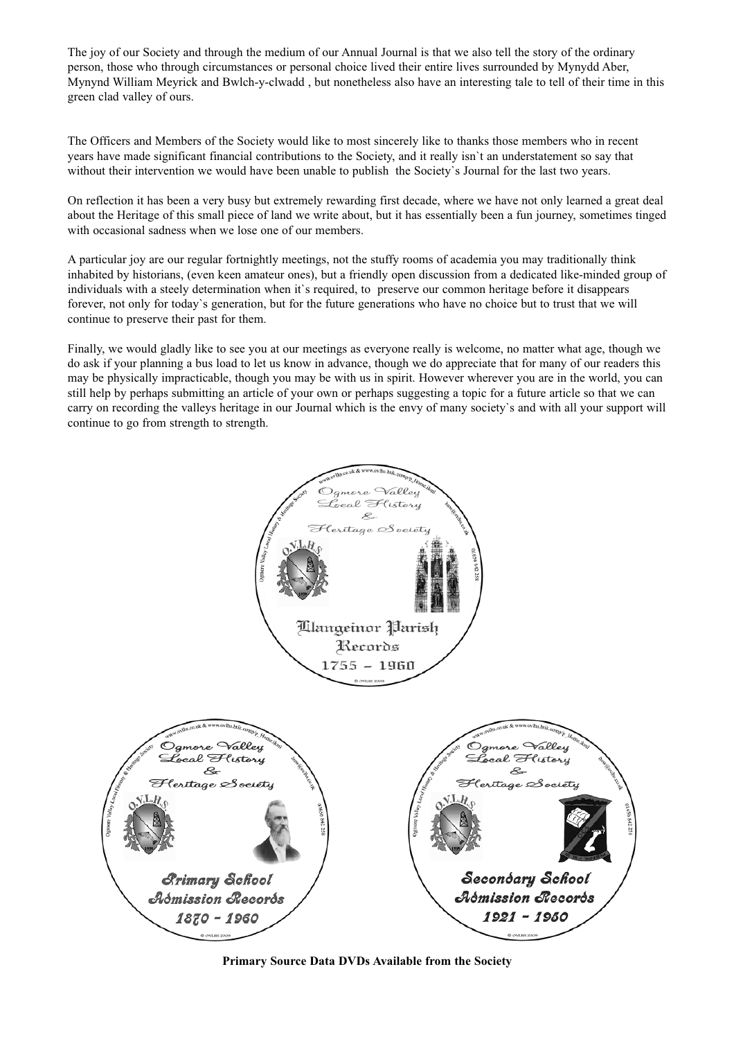The joy of our Society and through the medium of our Annual Journal is that we also tell the story of the ordinary person, those who through circumstances or personal choice lived their entire lives surrounded by Mynydd Aber, Mynynd William Meyrick and Bwlch-y-clwadd , but nonetheless also have an interesting tale to tell of their time in this green clad valley of ours.

The Officers and Members of the Society would like to most sincerely like to thanks those members who in recent years have made significant financial contributions to the Society, and it really isn`t an understatement so say that without their intervention we would have been unable to publish the Society`s Journal for the last two years.

On reflection it has been a very busy but extremely rewarding first decade, where we have not only learned a great deal about the Heritage of this small piece of land we write about, but it has essentially been a fun journey, sometimes tinged with occasional sadness when we lose one of our members.

A particular joy are our regular fortnightly meetings, not the stuffy rooms of academia you may traditionally think inhabited by historians, (even keen amateur ones), but a friendly open discussion from a dedicated like-minded group of individuals with a steely determination when it`s required, to preserve our common heritage before it disappears forever, not only for today`s generation, but for the future generations who have no choice but to trust that we will continue to preserve their past for them.

Finally, we would gladly like to see you at our meetings as everyone really is welcome, no matter what age, though we do ask if your planning a bus load to let us know in advance, though we do appreciate that for many of our readers this may be physically impracticable, though you may be with us in spirit. However wherever you are in the world, you can still help by perhaps submitting an article of your own or perhaps suggesting a topic for a future article so that we can carry on recording the valleys heritage in our Journal which is the envy of many society`s and with all your support will continue to go from strength to strength.

Ogmore Valley Local History & Heritage Society

Llangeinor Parish Records 1755 – 1960

Ogmore Valley Local History & Heritage Society

Primary School Admission Records 1870 – 1960

Ogmore Valley Local History & Heritage Society

Secondary School Admission Records 1921 – 1950

**Primary Source Data DVDs Available from the Society**